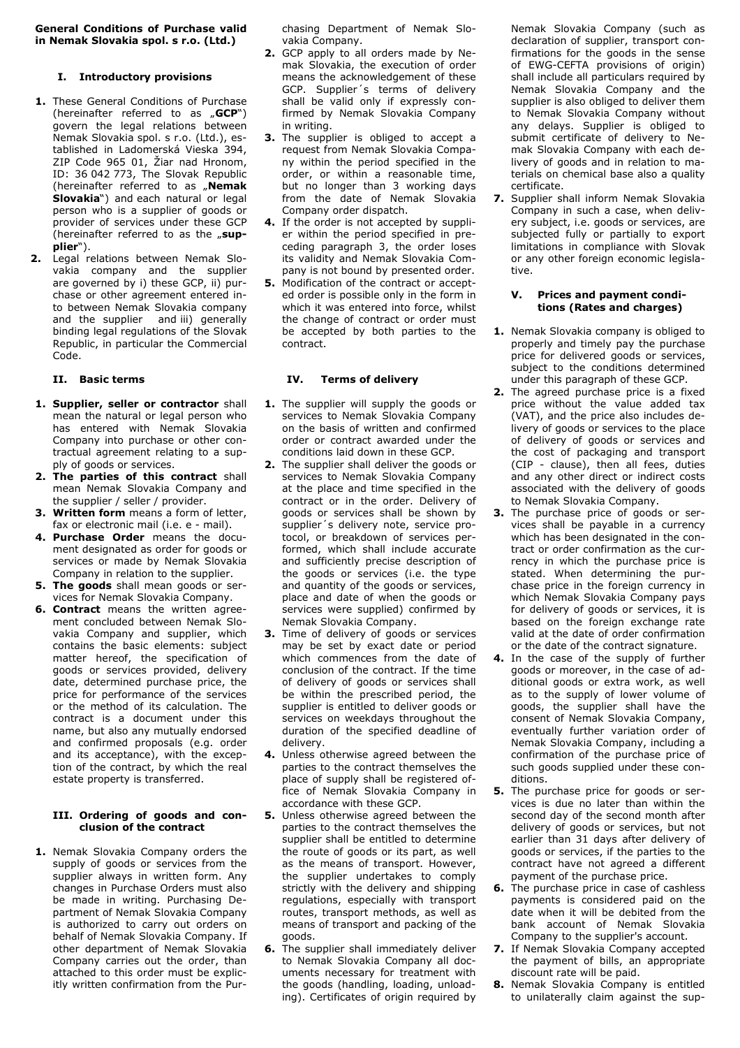**General Conditions of Purchase valid in Nemak Slovakia spol. s r.o. (Ltd.)**

## I. Introductory provisions

1. These General Conditions of Purchase (hereinafter referred to as „**GCP**") govern the legal relations between Nemak Slovakia spol. s r.o. (Ltd.), established in Ladomerská Vieska 394, ZIP Code 965 01, Žiar nad Hronom, ID: 36 042 773, The Slovak Republic (hereinafter referred to as „**Nemak Slovakia**") and each natural or legal person who is a supplier of goods or provider of services under these GCP (hereinafter referred to as the „**supplier**").
2. Legal relations between Nemak Slovakia company and the supplier are governed by i) these GCP, ii) purchase or other agreement entered into between Nemak Slovakia company and the supplier and iii) generally binding legal regulations of the Slovak Republic, in particular the Commercial Code.

## II. Basic terms

1. **Supplier, seller or contractor** shall mean the natural or legal person who has entered with Nemak Slovakia Company into purchase or other contractual agreement relating to a supply of goods or services.
2. **The parties of this contract** shall mean Nemak Slovakia Company and the supplier / seller / provider.
3. **Written form** means a form of letter, fax or electronic mail (i.e. e - mail).
4. **Purchase Order** means the document designated as order for goods or services or made by Nemak Slovakia Company in relation to the supplier.
5. **The goods** shall mean goods or services for Nemak Slovakia Company.
6. **Contract** means the written agreement concluded between Nemak Slovakia Company and supplier, which contains the basic elements: subject matter hereof, the specification of goods or services provided, delivery date, determined purchase price, the price for performance of the services or the method of its calculation. The contract is a document under this name, but also any mutually endorsed and confirmed proposals (e.g. order and its acceptance), with the exception of the contract, by which the real estate property is transferred.

## III. Ordering of goods and conclusion of the contract

1. Nemak Slovakia Company orders the supply of goods or services from the supplier always in written form. Any changes in Purchase Orders must also be made in writing. Purchasing Department of Nemak Slovakia Company is authorized to carry out orders on behalf of Nemak Slovakia Company. If other department of Nemak Slovakia Company carries out the order, than attached to this order must be explicitly written confirmation from the Purchasing Department of Nemak Slovakia Company.
2. GCP apply to all orders made by Nemak Slovakia, the execution of order means the acknowledgement of these GCP. Supplier´s terms of delivery shall be valid only if expressly confirmed by Nemak Slovakia Company in writing.
3. The supplier is obliged to accept a request from Nemak Slovakia Company within the period specified in the order, or within a reasonable time, but no longer than 3 working days from the date of Nemak Slovakia Company order dispatch.
4. If the order is not accepted by supplier within the period specified in preceding paragraph 3, the order loses its validity and Nemak Slovakia Company is not bound by presented order.
5. Modification of the contract or accepted order is possible only in the form in which it was entered into force, whilst the change of contract or order must be accepted by both parties to the contract.

## IV. Terms of delivery

1. The supplier will supply the goods or services to Nemak Slovakia Company on the basis of written and confirmed order or contract awarded under the conditions laid down in these GCP.
2. The supplier shall deliver the goods or services to Nemak Slovakia Company at the place and time specified in the contract or in the order. Delivery of goods or services shall be shown by supplier´s delivery note, service protocol, or breakdown of services performed, which shall include accurate and sufficiently precise description of the goods or services (i.e. the type and quantity of the goods or services, place and date of when the goods or services were supplied) confirmed by Nemak Slovakia Company.
3. Time of delivery of goods or services may be set by exact date or period which commences from the date of conclusion of the contract. If the time of delivery of goods or services shall be within the prescribed period, the supplier is entitled to deliver goods or services on weekdays throughout the duration of the specified deadline of delivery.
4. Unless otherwise agreed between the parties to the contract themselves the place of supply shall be registered office of Nemak Slovakia Company in accordance with these GCP.
5. Unless otherwise agreed between the parties to the contract themselves the supplier shall be entitled to determine the route of goods or its part, as well as the means of transport. However, the supplier undertakes to comply strictly with the delivery and shipping regulations, especially with transport routes, transport methods, as well as means of transport and packing of the goods.
6. The supplier shall immediately deliver to Nemak Slovakia Company all documents necessary for treatment with the goods (handling, loading, unloading). Certificates of origin required by Nemak Slovakia Company (such as declaration of supplier, transport confirmations for the goods in the sense of EWG-CEFTA provisions of origin) shall include all particulars required by Nemak Slovakia Company and the supplier is also obliged to deliver them to Nemak Slovakia Company without any delays. Supplier is obliged to submit certificate of delivery to Nemak Slovakia Company with each delivery of goods and in relation to materials on chemical base also a quality certificate.
7. Supplier shall inform Nemak Slovakia Company in such a case, when delivery subject, i.e. goods or services, are subjected fully or partially to export limitations in compliance with Slovak or any other foreign economic legislative.

## V. Prices and payment conditions (Rates and charges)

1. Nemak Slovakia company is obliged to properly and timely pay the purchase price for delivered goods or services, subject to the conditions determined under this paragraph of these GCP.
2. The agreed purchase price is a fixed price without the value added tax (VAT), and the price also includes delivery of goods or services to the place of delivery of goods or services and the cost of packaging and transport (CIP - clause), then all fees, duties and any other direct or indirect costs associated with the delivery of goods to Nemak Slovakia Company.
3. The purchase price of goods or services shall be payable in a currency which has been designated in the contract or order confirmation as the currency in which the purchase price is stated. When determining the purchase price in the foreign currency in which Nemak Slovakia Company pays for delivery of goods or services, it is based on the foreign exchange rate valid at the date of order confirmation or the date of the contract signature.
4. In the case of the supply of further goods or moreover, in the case of additional goods or extra work, as well as to the supply of lower volume of goods, the supplier shall have the consent of Nemak Slovakia Company, eventually further variation order of Nemak Slovakia Company, including a confirmation of the purchase price of such goods supplied under these conditions.
5. The purchase price for goods or services is due no later than within the second day of the second month after delivery of goods or services, but not earlier than 31 days after delivery of goods or services, if the parties to the contract have not agreed a different payment of the purchase price.
6. The purchase price in case of cashless payments is considered paid on the date when it will be debited from the bank account of Nemak Slovakia Company to the supplier's account.
7. If Nemak Slovakia Company accepted the payment of bills, an appropriate discount rate will be paid.
8. Nemak Slovakia Company is entitled to unilaterally claim against the sup-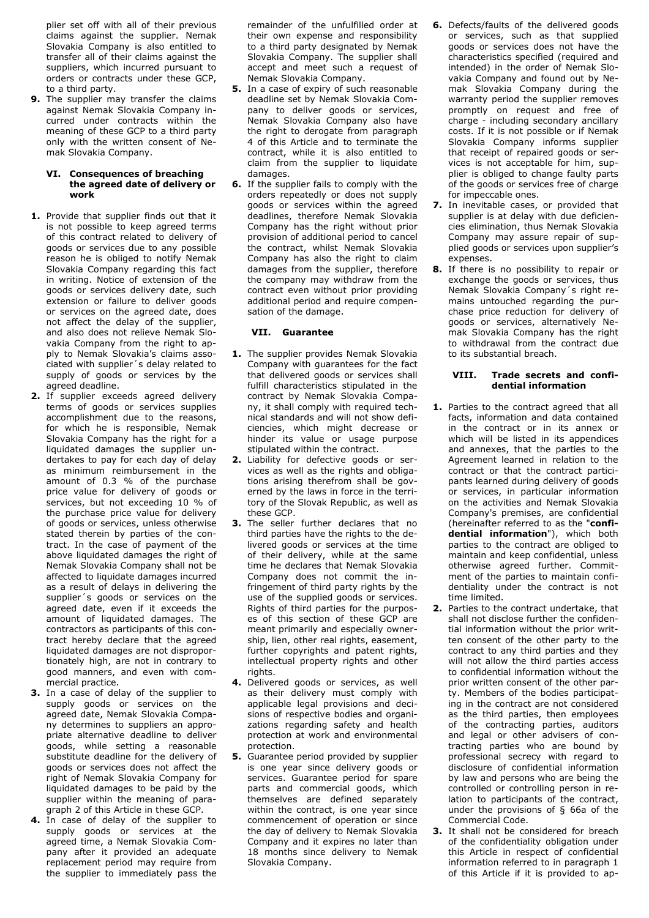plier set off with all of their previous claims against the supplier. Nemak Slovakia Company is also entitled to transfer all of their claims against the suppliers, which incurred pursuant to orders or contracts under these GCP, to a third party.

**9.** The supplier may transfer the claims against Nemak Slovakia Company incurred under contracts within the meaning of these GCP to a third party only with the written consent of Nemak Slovakia Company.

### VI. Consequences of breaching the agreed date of delivery or work

**1.** Provide that supplier finds out that it is not possible to keep agreed terms of this contract related to delivery of goods or services due to any possible reason he is obliged to notify Nemak Slovakia Company regarding this fact in writing. Notice of extension of the goods or services delivery date, such extension or failure to deliver goods or services on the agreed date, does not affect the delay of the supplier, and also does not relieve Nemak Slovakia Company from the right to apply to Nemak Slovakia's claims associated with supplier´s delay related to supply of goods or services by the agreed deadline.

**2.** If supplier exceeds agreed delivery terms of goods or services supplies accomplishment due to the reasons, for which he is responsible, Nemak Slovakia Company has the right for a liquidated damages the supplier undertakes to pay for each day of delay as minimum reimbursement in the amount of 0.3 % of the purchase price value for delivery of goods or services, but not exceeding 10 % of the purchase price value for delivery of goods or services, unless otherwise stated therein by parties of the contract. In the case of payment of the above liquidated damages the right of Nemak Slovakia Company shall not be affected to liquidate damages incurred as a result of delays in delivering the supplier´s goods or services on the agreed date, even if it exceeds the amount of liquidated damages. The contractors as participants of this contract hereby declare that the agreed liquidated damages are not disproportionately high, are not in contrary to good manners, and even with commercial practice.

**3.** In a case of delay of the supplier to supply goods or services on the agreed date, Nemak Slovakia Company determines to suppliers an appropriate alternative deadline to deliver goods, while setting a reasonable substitute deadline for the delivery of goods or services does not affect the right of Nemak Slovakia Company for liquidated damages to be paid by the supplier within the meaning of paragraph 2 of this Article in these GCP.

**4.** In case of delay of the supplier to supply goods or services at the agreed time, a Nemak Slovakia Company after it provided an adequate replacement period may require from the supplier to immediately pass the remainder of the unfulfilled order at their own expense and responsibility to a third party designated by Nemak Slovakia Company. The supplier shall accept and meet such a request of Nemak Slovakia Company.

**5.** In a case of expiry of such reasonable deadline set by Nemak Slovakia Company to deliver goods or services, Nemak Slovakia Company also have the right to derogate from paragraph 4 of this Article and to terminate the contract, while it is also entitled to claim from the supplier to liquidate damages.

**6.** If the supplier fails to comply with the orders repeatedly or does not supply goods or services within the agreed deadlines, therefore Nemak Slovakia Company has the right without prior provision of additional period to cancel the contract, whilst Nemak Slovakia Company has also the right to claim damages from the supplier, therefore the company may withdraw from the contract even without prior providing additional period and require compensation of the damage.

### VII. Guarantee

**1.** The supplier provides Nemak Slovakia Company with guarantees for the fact that delivered goods or services shall fulfill characteristics stipulated in the contract by Nemak Slovakia Company, it shall comply with required technical standards and will not show deficiencies, which might decrease or hinder its value or usage purpose stipulated within the contract.

**2.** Liability for defective goods or services as well as the rights and obligations arising therefrom shall be governed by the laws in force in the territory of the Slovak Republic, as well as these GCP.

**3.** The seller further declares that no third parties have the rights to the delivered goods or services at the time of their delivery, while at the same time he declares that Nemak Slovakia Company does not commit the infringement of third party rights by the use of the supplied goods or services. Rights of third parties for the purposes of this section of these GCP are meant primarily and especially ownership, lien, other real rights, easement, further copyrights and patent rights, intellectual property rights and other rights.

**4.** Delivered goods or services, as well as their delivery must comply with applicable legal provisions and decisions of respective bodies and organizations regarding safety and health protection at work and environmental protection.

**5.** Guarantee period provided by supplier is one year since delivery goods or services. Guarantee period for spare parts and commercial goods, which themselves are defined separately within the contract, is one year since commencement of operation or since the day of delivery to Nemak Slovakia Company and it expires no later than 18 months since delivery to Nemak Slovakia Company.

**6.** Defects/faults of the delivered goods or services, such as that supplied goods or services does not have the characteristics specified (required and intended) in the order of Nemak Slovakia Company and found out by Nemak Slovakia Company during the warranty period the supplier removes promptly on request and free of charge - including secondary ancillary costs. If it is not possible or if Nemak Slovakia Company informs supplier that receipt of repaired goods or services is not acceptable for him, supplier is obliged to change faulty parts of the goods or services free of charge for impeccable ones.

**7.** In inevitable cases, or provided that supplier is at delay with due deficiencies elimination, thus Nemak Slovakia Company may assure repair of supplied goods or services upon supplier's expenses.

**8.** If there is no possibility to repair or exchange the goods or services, thus Nemak Slovakia Company´s right remains untouched regarding the purchase price reduction for delivery of goods or services, alternatively Nemak Slovakia Company has the right to withdrawal from the contract due to its substantial breach.

### VIII. Trade secrets and confidential information

**1.** Parties to the contract agreed that all facts, information and data contained in the contract or in its annex or which will be listed in its appendices and annexes, that the parties to the Agreement learned in relation to the contract or that the contract participants learned during delivery of goods or services, in particular information on the activities and Nemak Slovakia Company's premises, are confidential (hereinafter referred to as the "**confidential information**"), which both parties to the contract are obliged to maintain and keep confidential, unless otherwise agreed further. Commitment of the parties to maintain confidentiality under the contract is not time limited.

**2.** Parties to the contract undertake, that shall not disclose further the confidential information without the prior written consent of the other party to the contract to any third parties and they will not allow the third parties access to confidential information without the prior written consent of the other party. Members of the bodies participating in the contract are not considered as the third parties, then employees of the contracting parties, auditors and legal or other advisers of contracting parties who are bound by professional secrecy with regard to disclosure of confidential information by law and persons who are being the controlled or controlling person in relation to participants of the contract, under the provisions of § 66a of the Commercial Code.

**3.** It shall not be considered for breach of the confidentiality obligation under this Article in respect of confidential information referred to in paragraph 1 of this Article if it is provided to ap-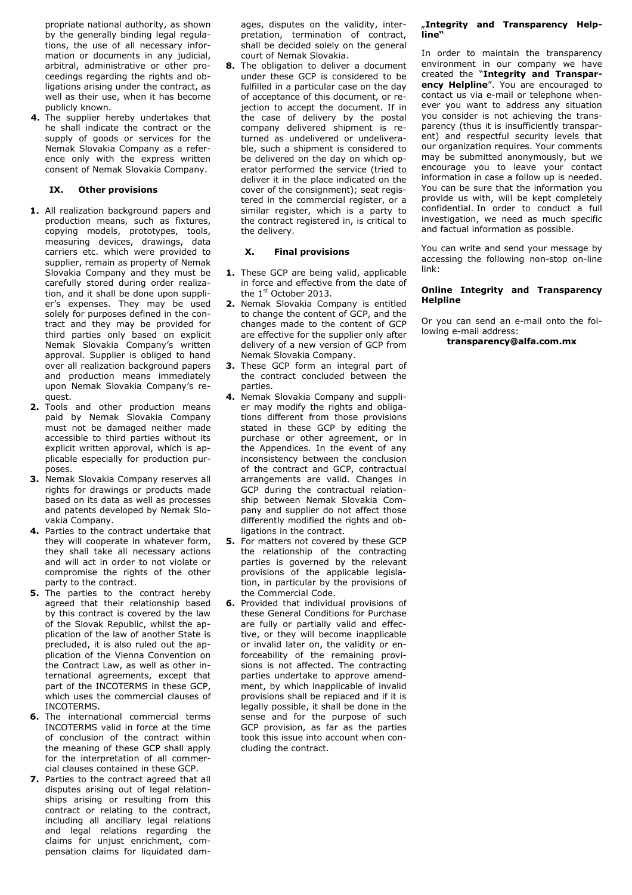propriate national authority, as shown by the generally binding legal regulations, the use of all necessary information or documents in any judicial, arbitral, administrative or other proceedings regarding the rights and obligations arising under the contract, as well as their use, when it has become publicly known.

**4.** The supplier hereby undertakes that he shall indicate the contract or the supply of goods or services for the Nemak Slovakia Company as a reference only with the express written consent of Nemak Slovakia Company.

## IX. Other provisions

**1.** All realization background papers and production means, such as fixtures, copying models, prototypes, tools, measuring devices, drawings, data carriers etc. which were provided to supplier, remain as property of Nemak Slovakia Company and they must be carefully stored during order realization, and it shall be done upon supplier's expenses. They may be used solely for purposes defined in the contract and they may be provided for third parties only based on explicit Nemak Slovakia Company's written approval. Supplier is obliged to hand over all realization background papers and production means immediately upon Nemak Slovakia Company's request.

**2.** Tools and other production means paid by Nemak Slovakia Company must not be damaged neither made accessible to third parties without its explicit written approval, which is applicable especially for production purposes.

**3.** Nemak Slovakia Company reserves all rights for drawings or products made based on its data as well as processes and patents developed by Nemak Slovakia Company.

**4.** Parties to the contract undertake that they will cooperate in whatever form, they shall take all necessary actions and will act in order to not violate or compromise the rights of the other party to the contract.

**5.** The parties to the contract hereby agreed that their relationship based by this contract is covered by the law of the Slovak Republic, whilst the application of the law of another State is precluded, it is also ruled out the application of the Vienna Convention on the Contract Law, as well as other international agreements, except that part of the INCOTERMS in these GCP, which uses the commercial clauses of INCOTERMS.

**6.** The international commercial terms INCOTERMS valid in force at the time of conclusion of the contract within the meaning of these GCP shall apply for the interpretation of all commercial clauses contained in these GCP.

**7.** Parties to the contract agreed that all disputes arising out of legal relationships arising or resulting from this contract or relating to the contract, including all ancillary legal relations and legal relations regarding the claims for unjust enrichment, compensation claims for liquidated damages, disputes on the validity, interpretation, termination of contract, shall be decided solely on the general court of Nemak Slovakia.

**8.** The obligation to deliver a document under these GCP is considered to be fulfilled in a particular case on the day of acceptance of this document, or rejection to accept the document. If in the case of delivery by the postal company delivered shipment is returned as undelivered or undeliverable, such a shipment is considered to be delivered on the day on which operator performed the service (tried to deliver it in the place indicated on the cover of the consignment); seat registered in the commercial register, or a similar register, which is a party to the contract registered in, is critical to the delivery.

## X. Final provisions

**1.** These GCP are being valid, applicable in force and effective from the date of the 1st October 2013.

**2.** Nemak Slovakia Company is entitled to change the content of GCP, and the changes made to the content of GCP are effective for the supplier only after delivery of a new version of GCP from Nemak Slovakia Company.

**3.** These GCP form an integral part of the contract concluded between the parties.

**4.** Nemak Slovakia Company and supplier may modify the rights and obligations different from those provisions stated in these GCP by editing the purchase or other agreement, or in the Appendices. In the event of any inconsistency between the conclusion of the contract and GCP, contractual arrangements are valid. Changes in GCP during the contractual relationship between Nemak Slovakia Company and supplier do not affect those differently modified the rights and obligations in the contract.

**5.** For matters not covered by these GCP the relationship of the contracting parties is governed by the relevant provisions of the applicable legislation, in particular by the provisions of the Commercial Code.

**6.** Provided that individual provisions of these General Conditions for Purchase are fully or partially valid and effective, or they will become inapplicable or invalid later on, the validity or enforceability of the remaining provisions is not affected. The contracting parties undertake to approve amendment, by which inapplicable of invalid provisions shall be replaced and if it is legally possible, it shall be done in the sense and for the purpose of such GCP provision, as far as the parties took this issue into account when concluding the contract.

**„Integrity and Transparency Helpline"**

In order to maintain the transparency environment in our company we have created the "**Integrity and Transparency Helpline**". You are encouraged to contact us via e-mail or telephone whenever you want to address any situation you consider is not achieving the transparency (thus it is insufficiently transparent) and respectful security levels that our organization requires. Your comments may be submitted anonymously, but we encourage you to leave your contact information in case a follow up is needed. You can be sure that the information you provide us with, will be kept completely confidential. In order to conduct a full investigation, we need as much specific and factual information as possible.

You can write and send your message by accessing the following non-stop on-line link:

**Online Integrity and Transparency Helpline**

Or you can send an e-mail onto the following e-mail address:

**transparency@alfa.com.mx**